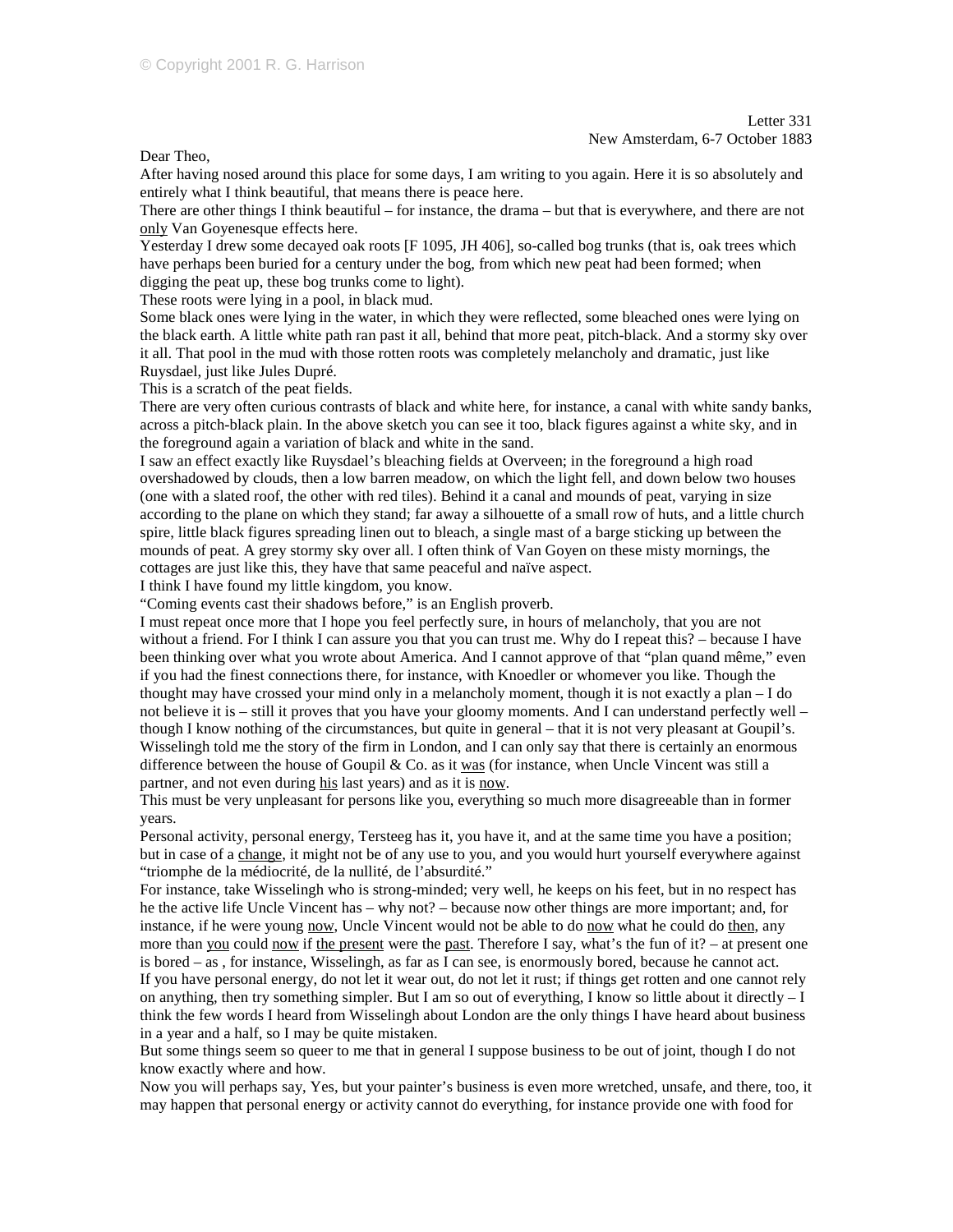Letter 331
New Amsterdam, 6-7 October 1883

Dear Theo,

After having nosed around this place for some days, I am writing to you again. Here it is so absolutely and entirely what I think beautiful, that means there is peace here.

There are other things I think beautiful – for instance, the drama – but that is everywhere, and there are not only Van Goyenesque effects here.

Yesterday I drew some decayed oak roots [F 1095, JH 406], so-called bog trunks (that is, oak trees which have perhaps been buried for a century under the bog, from which new peat had been formed; when digging the peat up, these bog trunks come to light).

These roots were lying in a pool, in black mud.

Some black ones were lying in the water, in which they were reflected, some bleached ones were lying on the black earth. A little white path ran past it all, behind that more peat, pitch-black. And a stormy sky over it all. That pool in the mud with those rotten roots was completely melancholy and dramatic, just like Ruysdael, just like Jules Dupré.

This is a scratch of the peat fields.

There are very often curious contrasts of black and white here, for instance, a canal with white sandy banks, across a pitch-black plain. In the above sketch you can see it too, black figures against a white sky, and in the foreground again a variation of black and white in the sand.

I saw an effect exactly like Ruysdael's bleaching fields at Overveen; in the foreground a high road overshadowed by clouds, then a low barren meadow, on which the light fell, and down below two houses (one with a slated roof, the other with red tiles). Behind it a canal and mounds of peat, varying in size according to the plane on which they stand; far away a silhouette of a small row of huts, and a little church spire, little black figures spreading linen out to bleach, a single mast of a barge sticking up between the mounds of peat. A grey stormy sky over all. I often think of Van Goyen on these misty mornings, the cottages are just like this, they have that same peaceful and naïve aspect.

I think I have found my little kingdom, you know.

"Coming events cast their shadows before," is an English proverb.

I must repeat once more that I hope you feel perfectly sure, in hours of melancholy, that you are not without a friend. For I think I can assure you that you can trust me. Why do I repeat this? – because I have been thinking over what you wrote about America. And I cannot approve of that "plan quand même," even if you had the finest connections there, for instance, with Knoedler or whomever you like. Though the thought may have crossed your mind only in a melancholy moment, though it is not exactly a plan – I do not believe it is – still it proves that you have your gloomy moments. And I can understand perfectly well – though I know nothing of the circumstances, but quite in general – that it is not very pleasant at Goupil's. Wisselingh told me the story of the firm in London, and I can only say that there is certainly an enormous difference between the house of Goupil & Co. as it was (for instance, when Uncle Vincent was still a partner, and not even during his last years) and as it is now.

This must be very unpleasant for persons like you, everything so much more disagreeable than in former years.

Personal activity, personal energy, Tersteeg has it, you have it, and at the same time you have a position; but in case of a change, it might not be of any use to you, and you would hurt yourself everywhere against "triomphe de la médiocrité, de la nullité, de l'absurdité."

For instance, take Wisselingh who is strong-minded; very well, he keeps on his feet, but in no respect has he the active life Uncle Vincent has – why not? – because now other things are more important; and, for instance, if he were young now, Uncle Vincent would not be able to do now what he could do then, any more than you could now if the present were the past. Therefore I say, what's the fun of it? – at present one is bored – as , for instance, Wisselingh, as far as I can see, is enormously bored, because he cannot act.

If you have personal energy, do not let it wear out, do not let it rust; if things get rotten and one cannot rely on anything, then try something simpler. But I am so out of everything, I know so little about it directly – I think the few words I heard from Wisselingh about London are the only things I have heard about business in a year and a half, so I may be quite mistaken.

But some things seem so queer to me that in general I suppose business to be out of joint, though I do not know exactly where and how.

Now you will perhaps say, Yes, but your painter's business is even more wretched, unsafe, and there, too, it may happen that personal energy or activity cannot do everything, for instance provide one with food for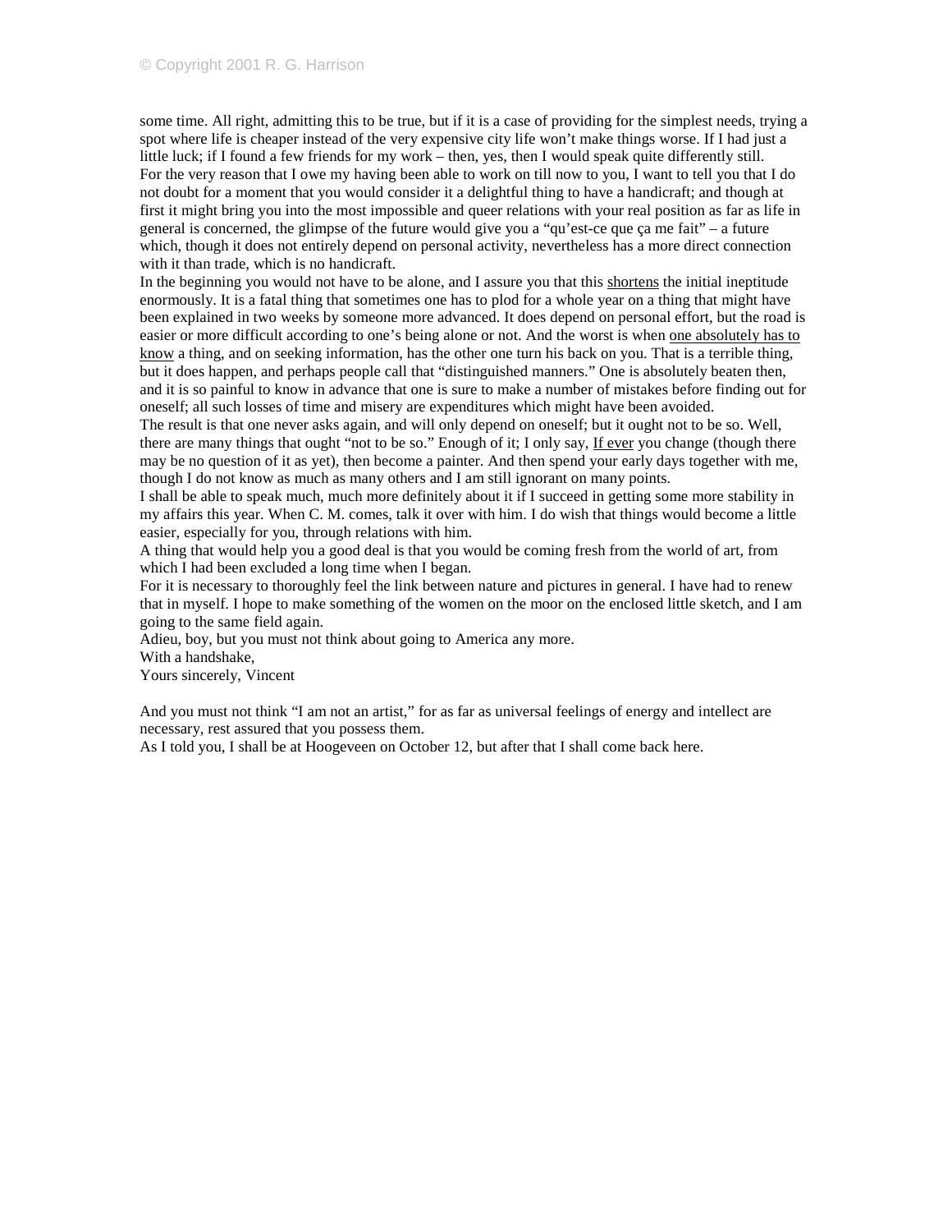some time. All right, admitting this to be true, but if it is a case of providing for the simplest needs, trying a spot where life is cheaper instead of the very expensive city life won't make things worse. If I had just a little luck; if I found a few friends for my work – then, yes, then I would speak quite differently still.

For the very reason that I owe my having been able to work on till now to you, I want to tell you that I do not doubt for a moment that you would consider it a delightful thing to have a handicraft; and though at first it might bring you into the most impossible and queer relations with your real position as far as life in general is concerned, the glimpse of the future would give you a "qu'est-ce que ça me fait" – a future which, though it does not entirely depend on personal activity, nevertheless has a more direct connection with it than trade, which is no handicraft.

In the beginning you would not have to be alone, and I assure you that this <u>shortens</u> the initial ineptitude enormously. It is a fatal thing that sometimes one has to plod for a whole year on a thing that might have been explained in two weeks by someone more advanced. It does depend on personal effort, but the road is easier or more difficult according to one's being alone or not. And the worst is when <u>one absolutely has to know</u> a thing, and on seeking information, has the other one turn his back on you. That is a terrible thing, but it does happen, and perhaps people call that "distinguished manners." One is absolutely beaten then, and it is so painful to know in advance that one is sure to make a number of mistakes before finding out for oneself; all such losses of time and misery are expenditures which might have been avoided.

The result is that one never asks again, and will only depend on oneself; but it ought not to be so. Well, there are many things that ought "not to be so." Enough of it; I only say, <u>If ever</u> you change (though there may be no question of it as yet), then become a painter. And then spend your early days together with me, though I do not know as much as many others and I am still ignorant on many points.

I shall be able to speak much, much more definitely about it if I succeed in getting some more stability in my affairs this year. When C. M. comes, talk it over with him. I do wish that things would become a little easier, especially for you, through relations with him.

A thing that would help you a good deal is that you would be coming fresh from the world of art, from which I had been excluded a long time when I began.

For it is necessary to thoroughly feel the link between nature and pictures in general. I have had to renew that in myself. I hope to make something of the women on the moor on the enclosed little sketch, and I am going to the same field again.

Adieu, boy, but you must not think about going to America any more.

With a handshake,

Yours sincerely, Vincent

And you must not think "I am not an artist," for as far as universal feelings of energy and intellect are necessary, rest assured that you possess them.

As I told you, I shall be at Hoogeveen on October 12, but after that I shall come back here.